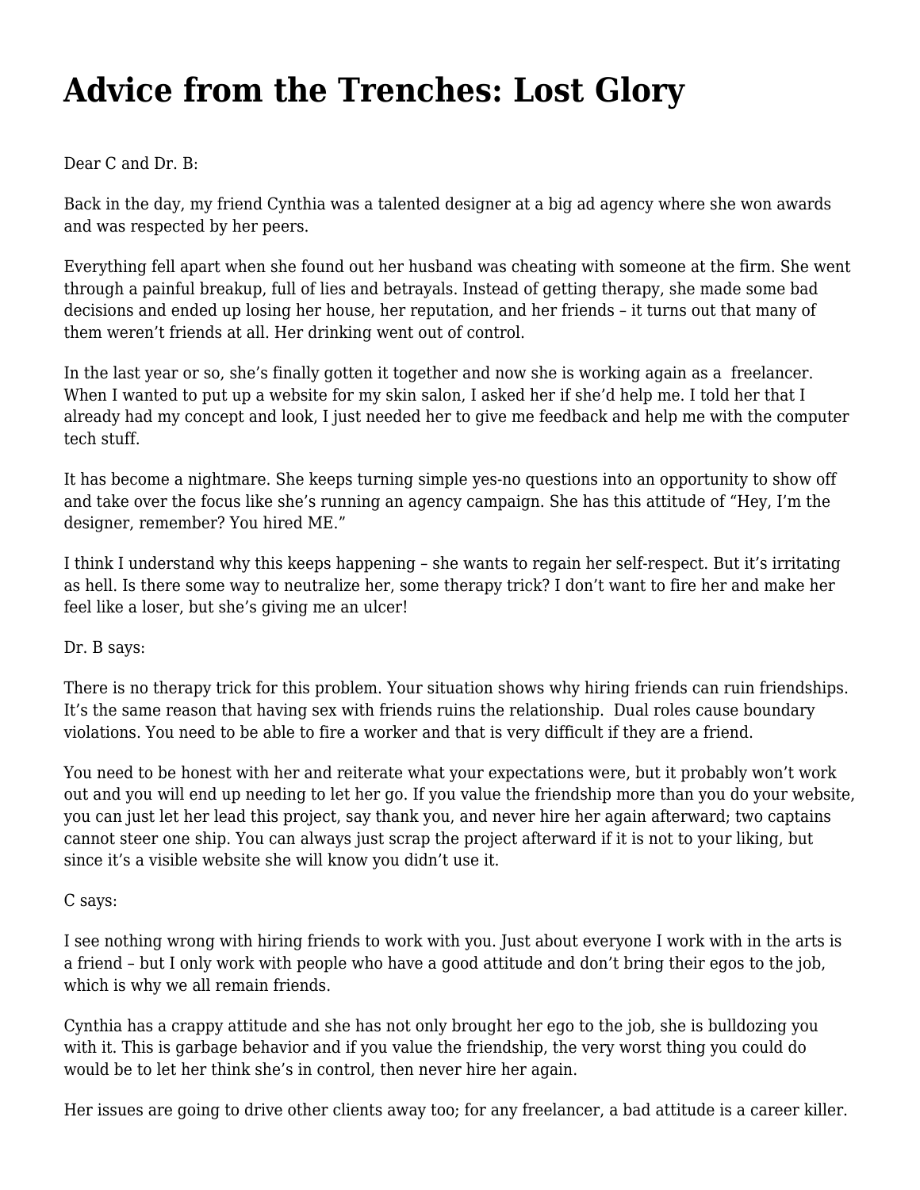# Advice from the Trenches: Lost Glory

Dear C and Dr. B:

Back in the day, my friend Cynthia was a talented designer at a big ad agency where she won awards and was respected by her peers.

Everything fell apart when she found out her husband was cheating with someone at the firm. She went through a painful breakup, full of lies and betrayals. Instead of getting therapy, she made some bad decisions and ended up losing her house, her reputation, and her friends – it turns out that many of them weren't friends at all. Her drinking went out of control.

In the last year or so, she's finally gotten it together and now she is working again as a freelancer. When I wanted to put up a website for my skin salon, I asked her if she'd help me. I told her that I already had my concept and look, I just needed her to give me feedback and help me with the computer tech stuff.

It has become a nightmare. She keeps turning simple yes-no questions into an opportunity to show off and take over the focus like she's running an agency campaign. She has this attitude of "Hey, I'm the designer, remember? You hired ME."

I think I understand why this keeps happening – she wants to regain her self-respect. But it's irritating as hell. Is there some way to neutralize her, some therapy trick? I don't want to fire her and make her feel like a loser, but she's giving me an ulcer!

Dr. B says:

There is no therapy trick for this problem. Your situation shows why hiring friends can ruin friendships. It's the same reason that having sex with friends ruins the relationship. Dual roles cause boundary violations. You need to be able to fire a worker and that is very difficult if they are a friend.

You need to be honest with her and reiterate what your expectations were, but it probably won't work out and you will end up needing to let her go. If you value the friendship more than you do your website, you can just let her lead this project, say thank you, and never hire her again afterward; two captains cannot steer one ship. You can always just scrap the project afterward if it is not to your liking, but since it's a visible website she will know you didn't use it.

C says:

I see nothing wrong with hiring friends to work with you. Just about everyone I work with in the arts is a friend – but I only work with people who have a good attitude and don't bring their egos to the job, which is why we all remain friends.

Cynthia has a crappy attitude and she has not only brought her ego to the job, she is bulldozing you with it. This is garbage behavior and if you value the friendship, the very worst thing you could do would be to let her think she's in control, then never hire her again.

Her issues are going to drive other clients away too; for any freelancer, a bad attitude is a career killer.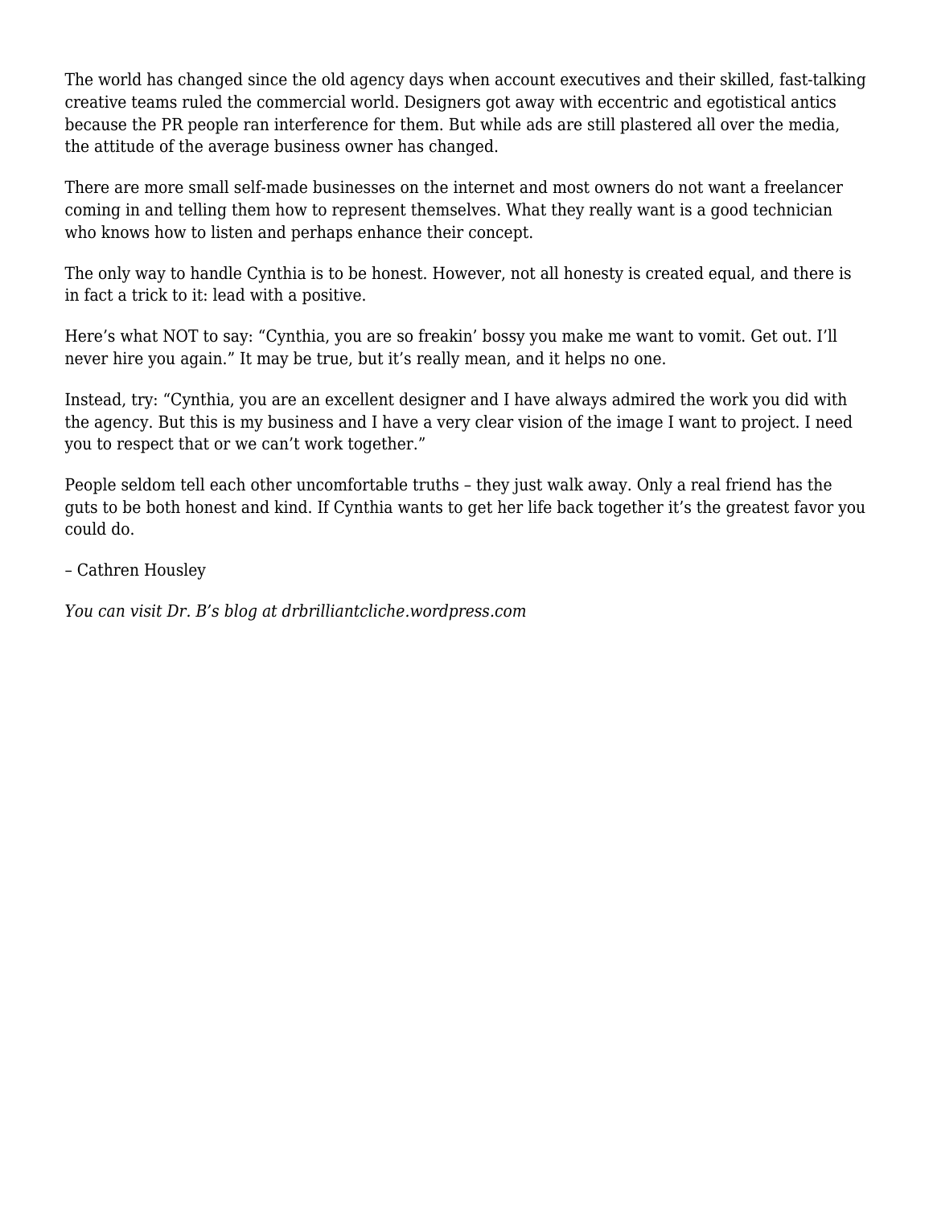The world has changed since the old agency days when account executives and their skilled, fast-talking creative teams ruled the commercial world. Designers got away with eccentric and egotistical antics because the PR people ran interference for them. But while ads are still plastered all over the media, the attitude of the average business owner has changed.

There are more small self-made businesses on the internet and most owners do not want a freelancer coming in and telling them how to represent themselves. What they really want is a good technician who knows how to listen and perhaps enhance their concept.

The only way to handle Cynthia is to be honest. However, not all honesty is created equal, and there is in fact a trick to it: lead with a positive.

Here's what NOT to say: "Cynthia, you are so freakin' bossy you make me want to vomit. Get out. I'll never hire you again." It may be true, but it's really mean, and it helps no one.

Instead, try: "Cynthia, you are an excellent designer and I have always admired the work you did with the agency. But this is my business and I have a very clear vision of the image I want to project. I need you to respect that or we can't work together."

People seldom tell each other uncomfortable truths – they just walk away. Only a real friend has the guts to be both honest and kind. If Cynthia wants to get her life back together it's the greatest favor you could do.

– Cathren Housley

*You can visit Dr. B's blog at drbrilliantcliche.wordpress.com*